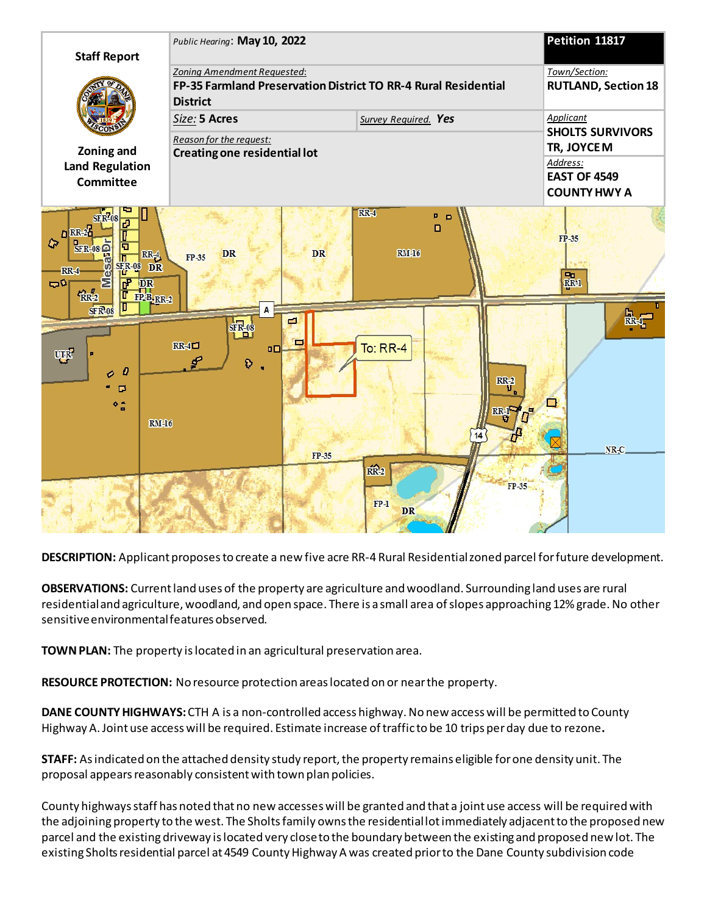| Staff Report | *Public Hearing*: **May 10, 2022** | | **Petition 11817** |
|---|---|---|---|
| Zoning and Land Regulation Committee | *Zoning Amendment Requested*: **FP-35 Farmland Preservation District TO RR-4 Rural Residential District** | | *Town/Section*: **RUTLAND, Section 18** |
| | *Size*: **5 Acres** | *Survey Required.* **Yes** | *Applicant* **SHOLTS SURVIVORS TR, JOYCE M** |
| | *Reason for the request*: **Creating one residential lot** | | *Address*: **EAST OF 4549 COUNTY HWY A** |

**DESCRIPTION:** Applicant proposes to create a new five acre RR-4 Rural Residential zoned parcel for future development.

**OBSERVATIONS:** Current land uses of the property are agriculture and woodland. Surrounding land uses are rural residential and agriculture, woodland, and open space. There is a small area of slopes approaching 12% grade. No other sensitive environmental features observed.

**TOWN PLAN:** The property is located in an agricultural preservation area.

**RESOURCE PROTECTION:** No resource protection areas located on or near the property.

**DANE COUNTY HIGHWAYS:** CTH A is a non-controlled access highway. No new access will be permitted to County Highway A. Joint use access will be required. Estimate increase of traffic to be 10 trips per day due to rezone.

**STAFF:** As indicated on the attached density study report, the property remains eligible for one density unit. The proposal appears reasonably consistent with town plan policies.

County highways staff has noted that no new accesses will be granted and that a joint use access will be required with the adjoining property to the west. The Sholts family owns the residential lot immediately adjacent to the proposed new parcel and the existing driveway is located very close to the boundary between the existing and proposed new lot. The existing Sholts residential parcel at 4549 County Highway A was created prior to the Dane County subdivision code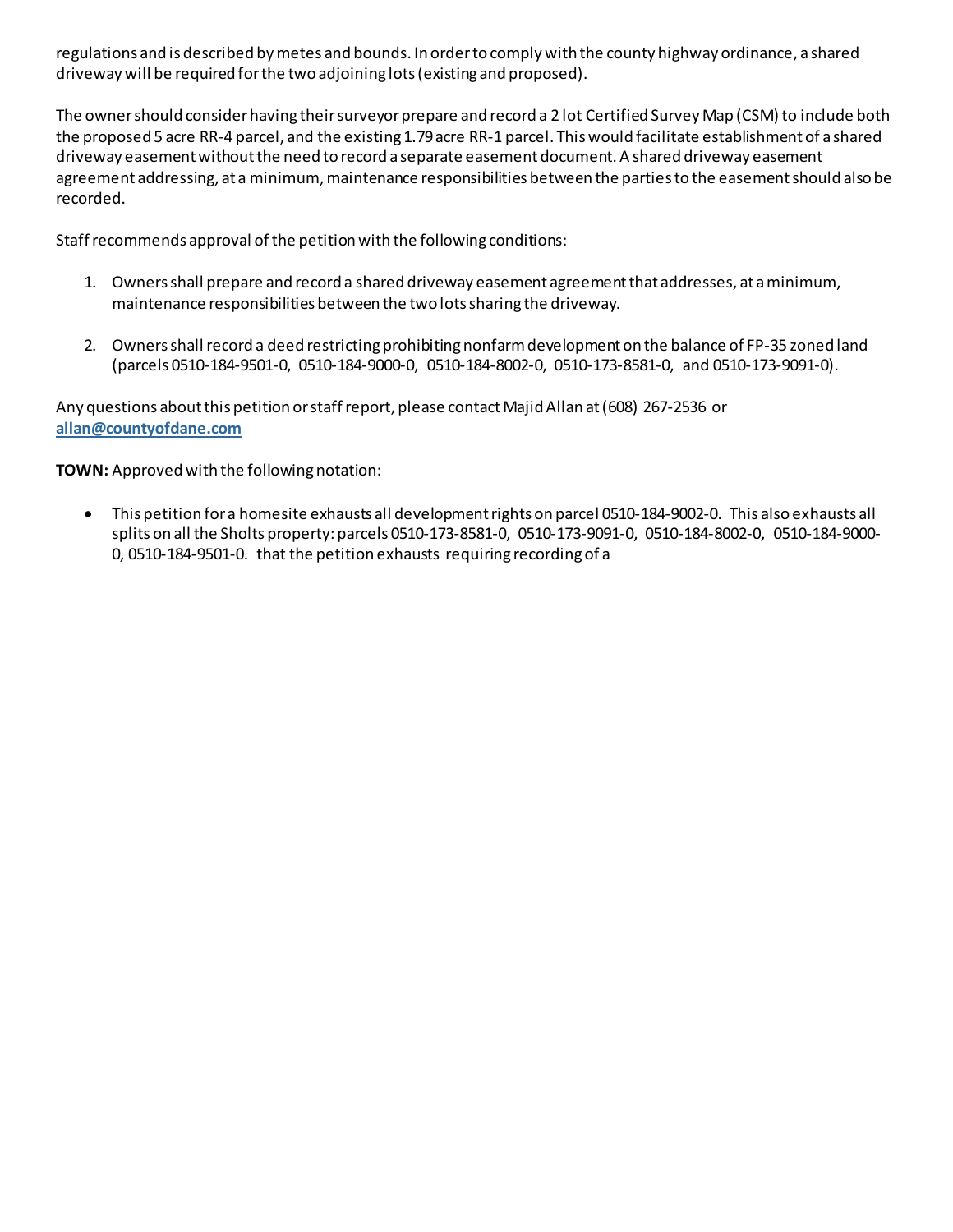regulations and is described by metes and bounds. In order to comply with the county highway ordinance, a shared driveway will be required for the two adjoining lots (existing and proposed).

The owner should consider having their surveyor prepare and record a 2 lot Certified Survey Map (CSM) to include both the proposed 5 acre RR-4 parcel, and the existing 1.79 acre RR-1 parcel. This would facilitate establishment of a shared driveway easement without the need to record a separate easement document. A shared driveway easement agreement addressing, at a minimum, maintenance responsibilities between the parties to the easement should also be recorded.

Staff recommends approval of the petition with the following conditions:

1. Owners shall prepare and record a shared driveway easement agreement that addresses, at a minimum, maintenance responsibilities between the two lots sharing the driveway.

2. Owners shall record a deed restricting prohibiting nonfarm development on the balance of FP-35 zoned land (parcels 0510-184-9501-0, 0510-184-9000-0, 0510-184-8002-0, 0510-173-8581-0, and 0510-173-9091-0).

Any questions about this petition or staff report, please contact Majid Allan at (608) 267-2536 or **allan@countyofdane.com**

**TOWN:** Approved with the following notation:

- This petition for a homesite exhausts all development rights on parcel 0510-184-9002-0. This also exhausts all splits on all the Sholts property: parcels 0510-173-8581-0, 0510-173-9091-0, 0510-184-8002-0, 0510-184-9000-0, 0510-184-9501-0. that the petition exhausts requiring recording of a